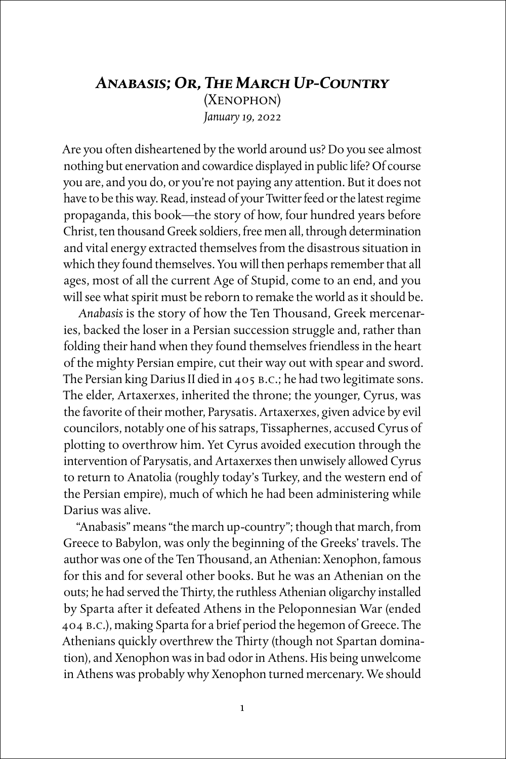# *Anabasis; Or, The March Up-Country*

(Xenophon)

*January 19, 2022*

Are you often disheartened by the world around us? Do you see almost nothing but enervation and cowardice displayed in public life? Of course you are, and you do, or you're not paying any attention. But it does not have to be this way. Read, instead of your Twitter feed or the latest regime propaganda, this book—the story of how, four hundred years before Christ, ten thousand Greek soldiers, free men all, through determination and vital energy extracted themselves from the disastrous situation in which they found themselves. You will then perhaps remember that all ages, most of all the current Age of Stupid, come to an end, and you will see what spirit must be reborn to remake the world as it should be.

*Anabasis* is the story of how the Ten Thousand, Greek mercenaries, backed the loser in a Persian succession struggle and, rather than folding their hand when they found themselves friendless in the heart of the mighty Persian empire, cut their way out with spear and sword. The Persian king Darius II died in 405 B.C.; he had two legitimate sons. The elder, Artaxerxes, inherited the throne; the younger, Cyrus, was the favorite of their mother, Parysatis. Artaxerxes, given advice by evil councilors, notably one of his satraps, Tissaphernes, accused Cyrus of plotting to overthrow him. Yet Cyrus avoided execution through the intervention of Parysatis, and Artaxerxes then unwisely allowed Cyrus to return to Anatolia (roughly today's Turkey, and the western end of the Persian empire), much of which he had been administering while Darius was alive.

"Anabasis" means "the march up-country"; though that march, from Greece to Babylon, was only the beginning of the Greeks' travels. The author was one of the Ten Thousand, an Athenian: Xenophon, famous for this and for several other books. But he was an Athenian on the outs; he had served the Thirty, the ruthless Athenian oligarchy installed by Sparta after it defeated Athens in the Peloponnesian War (ended 404 B.C.), making Sparta for a brief period the hegemon of Greece. The Athenians quickly overthrew the Thirty (though not Spartan domination), and Xenophon was in bad odor in Athens. His being unwelcome in Athens was probably why Xenophon turned mercenary. We should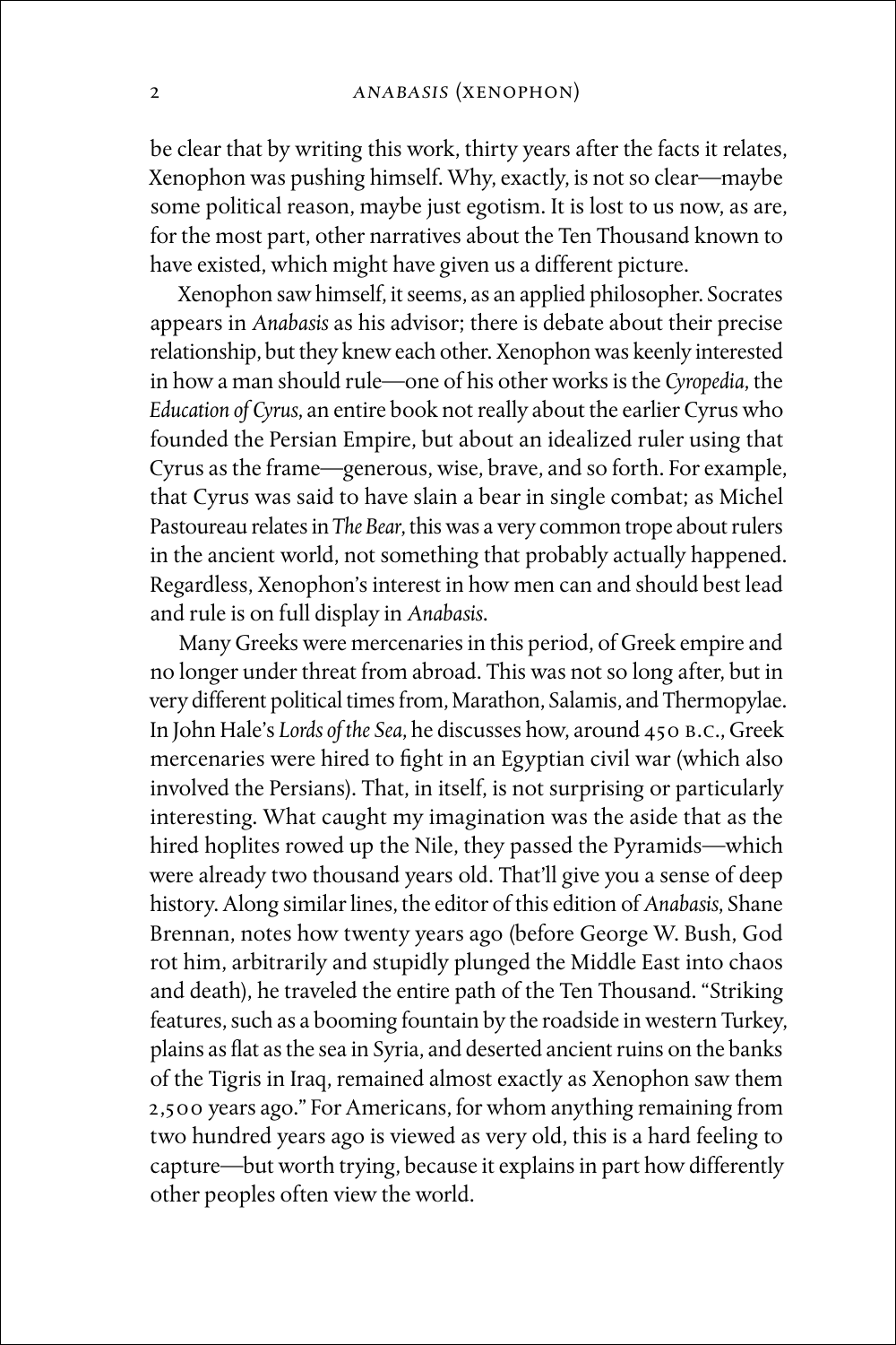be clear that by writing this work, thirty years after the facts it relates, Xenophon was pushing himself. Why, exactly, is not so clear—maybe some political reason, maybe just egotism. It is lost to us now, as are, for the most part, other narratives about the Ten Thousand known to have existed, which might have given us a different picture.

Xenophon saw himself, it seems, as an applied philosopher. Socrates appears in *Anabasis* as his advisor; there is debate about their precise relationship, but they knew each other. Xenophon was keenly interested in how a man should rule—one of his other works is the *Cyropedia*, the *Education of Cyrus*, an entire book not really about the earlier Cyrus who founded the Persian Empire, but about an idealized ruler using that Cyrus as the frame—generous, wise, brave, and so forth. For example, that Cyrus was said to have slain a bear in single combat; as Michel Pastoureau relates in *The Bear*, this was a very common trope about rulers in the ancient world, not something that probably actually happened. Regardless, Xenophon's interest in how men can and should best lead and rule is on full display in *Anabasis*.

Many Greeks were mercenaries in this period, of Greek empire and no longer under threat from abroad. This was not so long after, but in very different political times from, Marathon, Salamis, and Thermopylae. In John Hale's *Lords of the Sea*, he discusses how, around 450 B.C., Greek mercenaries were hired to fight in an Egyptian civil war (which also involved the Persians). That, in itself, is not surprising or particularly interesting. What caught my imagination was the aside that as the hired hoplites rowed up the Nile, they passed the Pyramids—which were already two thousand years old. That'll give you a sense of deep history. Along similar lines, the editor of this edition of *Anabasis*, Shane Brennan, notes how twenty years ago (before George W. Bush, God rot him, arbitrarily and stupidly plunged the Middle East into chaos and death), he traveled the entire path of the Ten Thousand. "Striking features, such as a booming fountain by the roadside in western Turkey, plains as flat as the sea in Syria, and deserted ancient ruins on the banks of the Tigris in Iraq, remained almost exactly as Xenophon saw them 2,500 years ago." For Americans, for whom anything remaining from two hundred years ago is viewed as very old, this is a hard feeling to capture—but worth trying, because it explains in part how differently other peoples often view the world.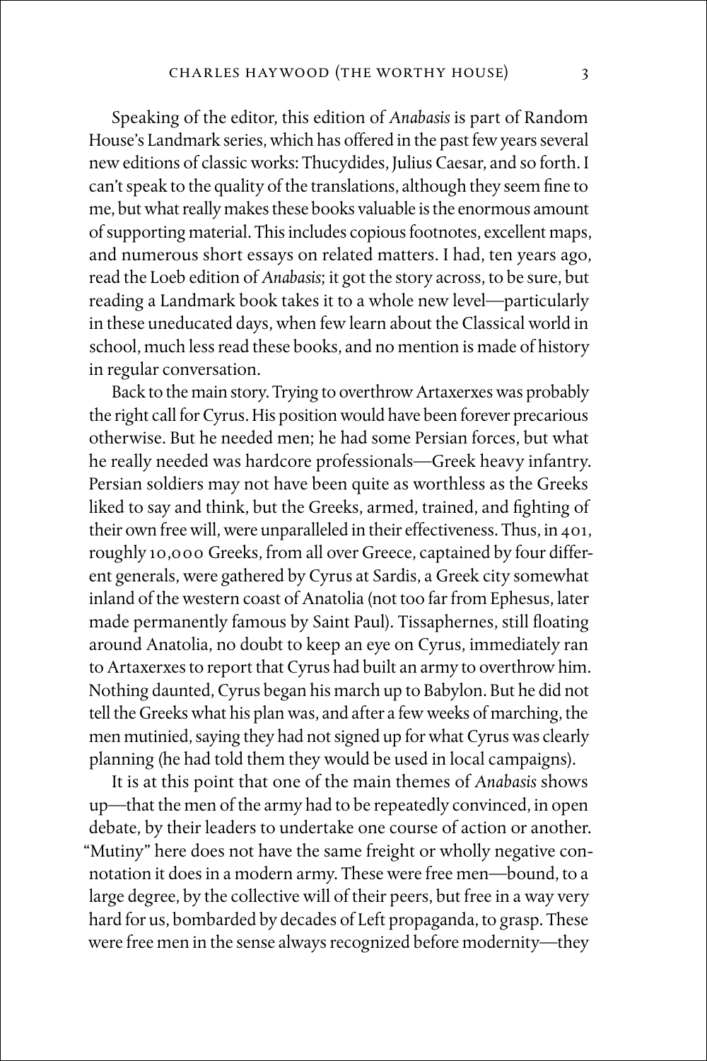Speaking of the editor, this edition of *Anabasis* is part of Random House's Landmark series, which has offered in the past few years several new editions of classic works: Thucydides, Julius Caesar, and so forth. I can't speak to the quality of the translations, although they seem fine to me, but what really makes these books valuable is the enormous amount of supporting material. This includes copious footnotes, excellent maps, and numerous short essays on related matters. I had, ten years ago, read the Loeb edition of *Anabasis*; it got the story across, to be sure, but reading a Landmark book takes it to a whole new level—particularly in these uneducated days, when few learn about the Classical world in school, much less read these books, and no mention is made of history in regular conversation.

Back to the main story. Trying to overthrow Artaxerxes was probably the right call for Cyrus. His position would have been forever precarious otherwise. But he needed men; he had some Persian forces, but what he really needed was hardcore professionals—Greek heavy infantry. Persian soldiers may not have been quite as worthless as the Greeks liked to say and think, but the Greeks, armed, trained, and fighting of their own free will, were unparalleled in their effectiveness. Thus, in 401, roughly 10,000 Greeks, from all over Greece, captained by four different generals, were gathered by Cyrus at Sardis, a Greek city somewhat inland of the western coast of Anatolia (not too far from Ephesus, later made permanently famous by Saint Paul). Tissaphernes, still floating around Anatolia, no doubt to keep an eye on Cyrus, immediately ran to Artaxerxes to report that Cyrus had built an army to overthrow him. Nothing daunted, Cyrus began his march up to Babylon. But he did not tell the Greeks what his plan was, and after a few weeks of marching, the men mutinied, saying they had not signed up for what Cyrus was clearly planning (he had told them they would be used in local campaigns).

It is at this point that one of the main themes of *Anabasis* shows up—that the men of the army had to be repeatedly convinced, in open debate, by their leaders to undertake one course of action or another. "Mutiny" here does not have the same freight or wholly negative connotation it does in a modern army. These were free men—bound, to a large degree, by the collective will of their peers, but free in a way very hard for us, bombarded by decades of Left propaganda, to grasp. These were free men in the sense always recognized before modernity—they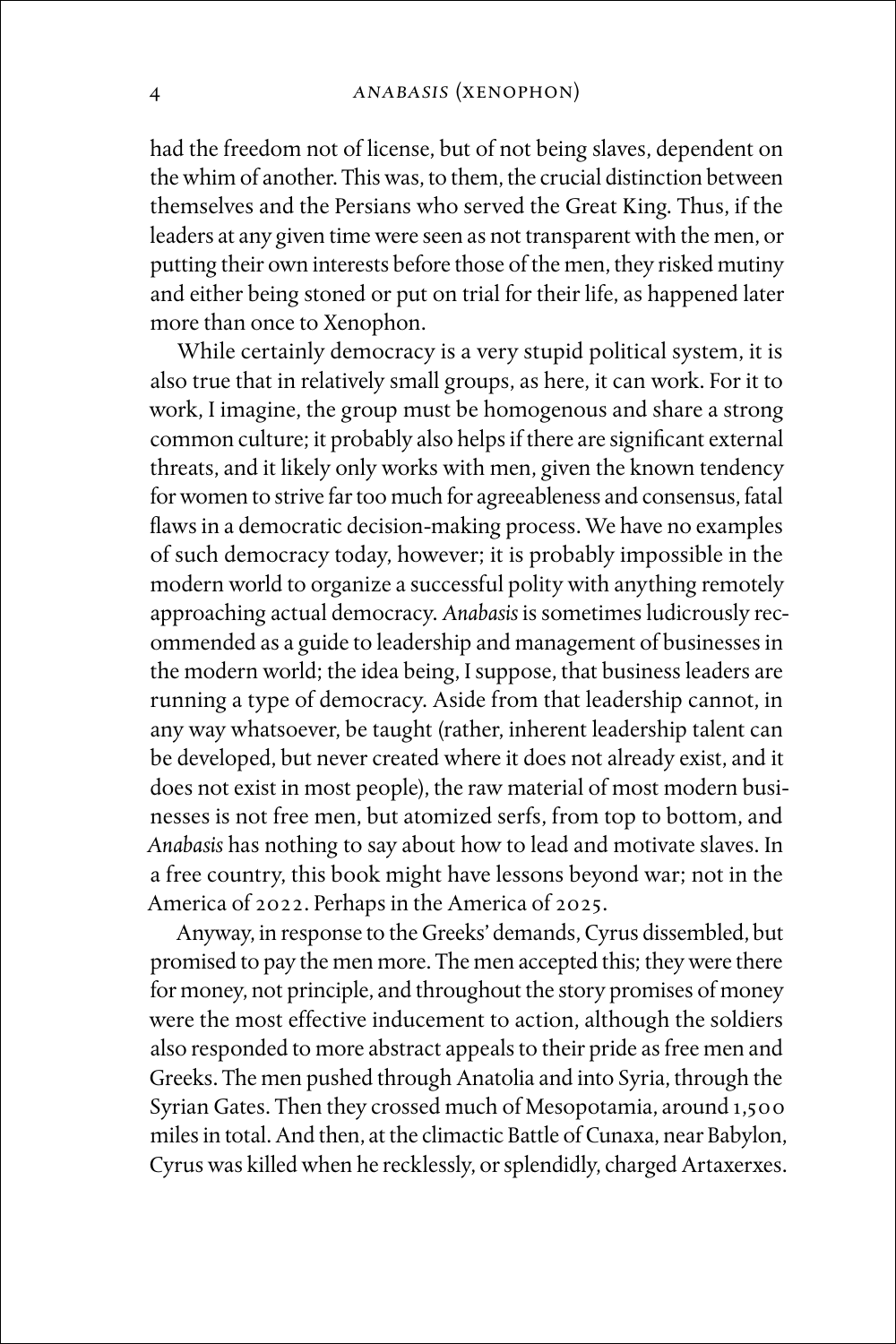had the freedom not of license, but of not being slaves, dependent on the whim of another. This was, to them, the crucial distinction between themselves and the Persians who served the Great King. Thus, if the leaders at any given time were seen as not transparent with the men, or putting their own interests before those of the men, they risked mutiny and either being stoned or put on trial for their life, as happened later more than once to Xenophon.

While certainly democracy is a very stupid political system, it is also true that in relatively small groups, as here, it can work. For it to work, I imagine, the group must be homogenous and share a strong common culture; it probably also helps if there are significant external threats, and it likely only works with men, given the known tendency for women to strive far too much for agreeableness and consensus, fatal flaws in a democratic decision-making process. We have no examples of such democracy today, however; it is probably impossible in the modern world to organize a successful polity with anything remotely approaching actual democracy. *Anabasis* is sometimes ludicrously recommended as a guide to leadership and management of businesses in the modern world; the idea being, I suppose, that business leaders are running a type of democracy. Aside from that leadership cannot, in any way whatsoever, be taught (rather, inherent leadership talent can be developed, but never created where it does not already exist, and it does not exist in most people), the raw material of most modern businesses is not free men, but atomized serfs, from top to bottom, and *Anabasis* has nothing to say about how to lead and motivate slaves. In a free country, this book might have lessons beyond war; not in the America of 2022. Perhaps in the America of 2025.

Anyway, in response to the Greeks' demands, Cyrus dissembled, but promised to pay the men more. The men accepted this; they were there for money, not principle, and throughout the story promises of money were the most effective inducement to action, although the soldiers also responded to more abstract appeals to their pride as free men and Greeks. The men pushed through Anatolia and into Syria, through the Syrian Gates. Then they crossed much of Mesopotamia, around 1,500 miles in total. And then, at the climactic Battle of Cunaxa, near Babylon, Cyrus was killed when he recklessly, or splendidly, charged Artaxerxes.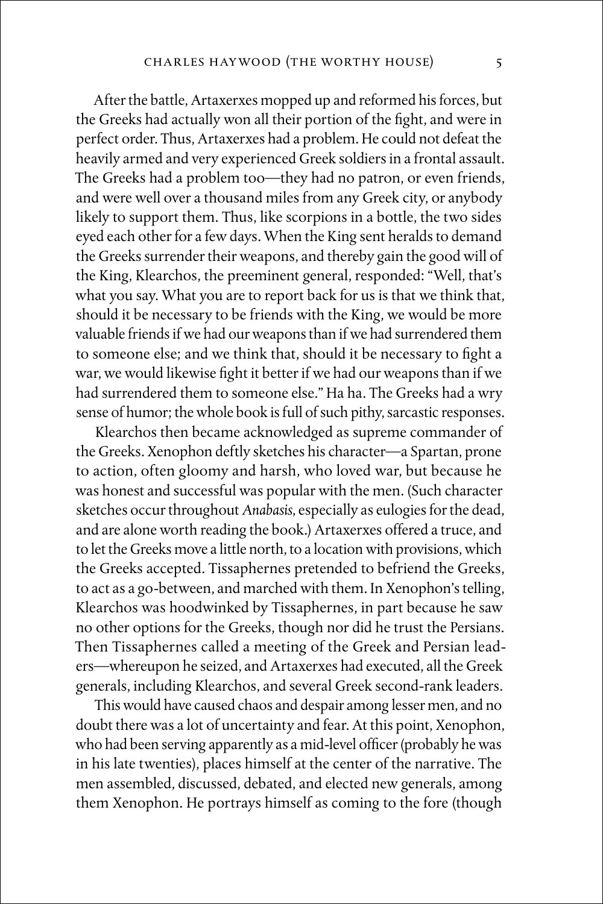After the battle, Artaxerxes mopped up and reformed his forces, but the Greeks had actually won all their portion of the fight, and were in perfect order. Thus, Artaxerxes had a problem. He could not defeat the heavily armed and very experienced Greek soldiers in a frontal assault. The Greeks had a problem too—they had no patron, or even friends, and were well over a thousand miles from any Greek city, or anybody likely to support them. Thus, like scorpions in a bottle, the two sides eyed each other for a few days. When the King sent heralds to demand the Greeks surrender their weapons, and thereby gain the good will of the King, Klearchos, the preeminent general, responded: "Well, that's what you say. What you are to report back for us is that we think that, should it be necessary to be friends with the King, we would be more valuable friends if we had our weapons than if we had surrendered them to someone else; and we think that, should it be necessary to fight a war, we would likewise fight it better if we had our weapons than if we had surrendered them to someone else." Ha ha. The Greeks had a wry sense of humor; the whole book is full of such pithy, sarcastic responses.

Klearchos then became acknowledged as supreme commander of the Greeks. Xenophon deftly sketches his character—a Spartan, prone to action, often gloomy and harsh, who loved war, but because he was honest and successful was popular with the men. (Such character sketches occur throughout *Anabasis*, especially as eulogies for the dead, and are alone worth reading the book.) Artaxerxes offered a truce, and to let the Greeks move a little north, to a location with provisions, which the Greeks accepted. Tissaphernes pretended to befriend the Greeks, to act as a go-between, and marched with them. In Xenophon's telling, Klearchos was hoodwinked by Tissaphernes, in part because he saw no other options for the Greeks, though nor did he trust the Persians. Then Tissaphernes called a meeting of the Greek and Persian leaders—whereupon he seized, and Artaxerxes had executed, all the Greek generals, including Klearchos, and several Greek second-rank leaders.

This would have caused chaos and despair among lesser men, and no doubt there was a lot of uncertainty and fear. At this point, Xenophon, who had been serving apparently as a mid-level officer (probably he was in his late twenties), places himself at the center of the narrative. The men assembled, discussed, debated, and elected new generals, among them Xenophon. He portrays himself as coming to the fore (though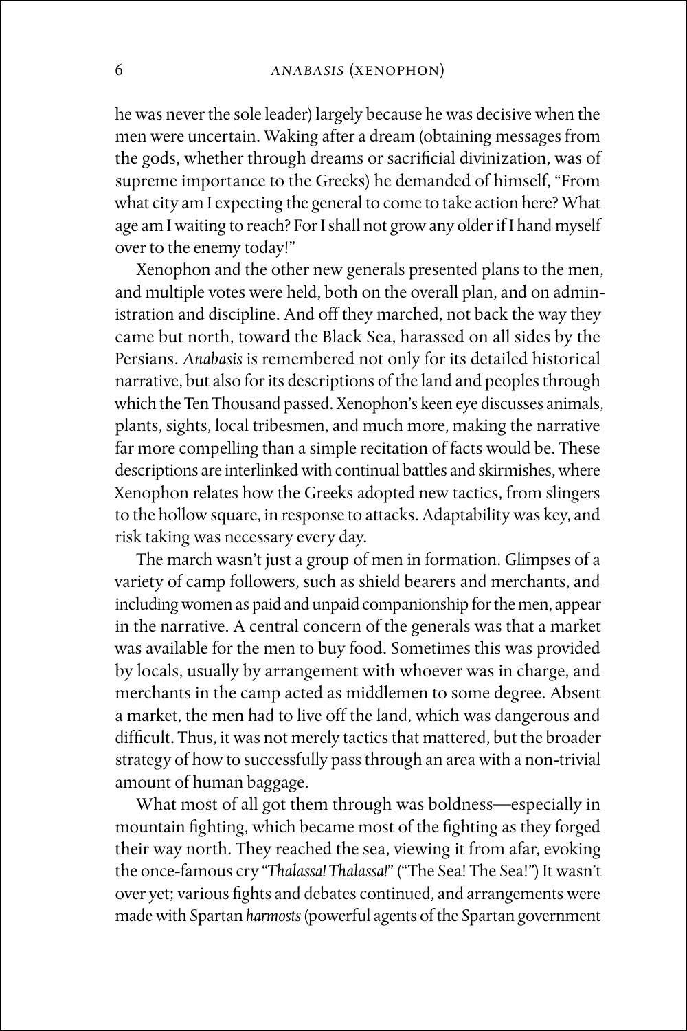he was never the sole leader) largely because he was decisive when the men were uncertain. Waking after a dream (obtaining messages from the gods, whether through dreams or sacrificial divinization, was of supreme importance to the Greeks) he demanded of himself, "From what city am I expecting the general to come to take action here? What age am I waiting to reach? For I shall not grow any older if I hand myself over to the enemy today!"

Xenophon and the other new generals presented plans to the men, and multiple votes were held, both on the overall plan, and on administration and discipline. And off they marched, not back the way they came but north, toward the Black Sea, harassed on all sides by the Persians. *Anabasis* is remembered not only for its detailed historical narrative, but also for its descriptions of the land and peoples through which the Ten Thousand passed. Xenophon's keen eye discusses animals, plants, sights, local tribesmen, and much more, making the narrative far more compelling than a simple recitation of facts would be. These descriptions are interlinked with continual battles and skirmishes, where Xenophon relates how the Greeks adopted new tactics, from slingers to the hollow square, in response to attacks. Adaptability was key, and risk taking was necessary every day.

The march wasn't just a group of men in formation. Glimpses of a variety of camp followers, such as shield bearers and merchants, and including women as paid and unpaid companionship for the men, appear in the narrative. A central concern of the generals was that a market was available for the men to buy food. Sometimes this was provided by locals, usually by arrangement with whoever was in charge, and merchants in the camp acted as middlemen to some degree. Absent a market, the men had to live off the land, which was dangerous and difficult. Thus, it was not merely tactics that mattered, but the broader strategy of how to successfully pass through an area with a non-trivial amount of human baggage.

What most of all got them through was boldness—especially in mountain fighting, which became most of the fighting as they forged their way north. They reached the sea, viewing it from afar, evoking the once-famous cry "*Thalassa! Thalassa!*" ("The Sea! The Sea!") It wasn't over yet; various fights and debates continued, and arrangements were made with Spartan *harmosts* (powerful agents of the Spartan government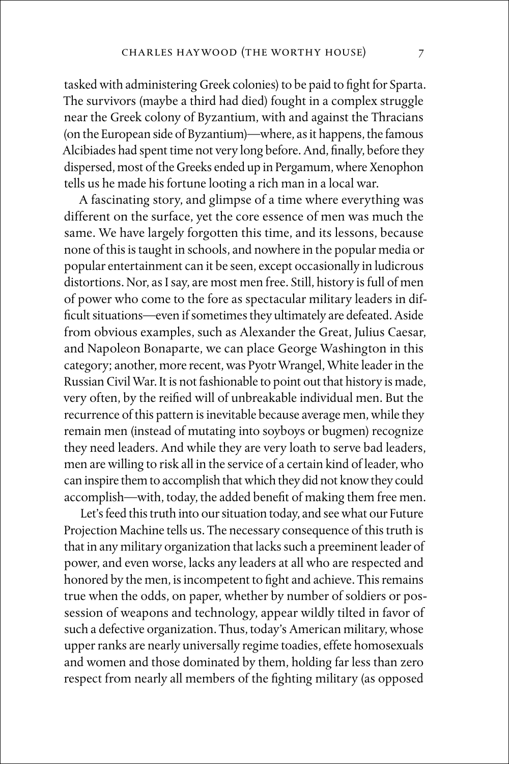tasked with administering Greek colonies) to be paid to fight for Sparta. The survivors (maybe a third had died) fought in a complex struggle near the Greek colony of Byzantium, with and against the Thracians (on the European side of Byzantium)—where, as it happens, the famous Alcibiades had spent time not very long before. And, finally, before they dispersed, most of the Greeks ended up in Pergamum, where Xenophon tells us he made his fortune looting a rich man in a local war.

A fascinating story, and glimpse of a time where everything was different on the surface, yet the core essence of men was much the same. We have largely forgotten this time, and its lessons, because none of this is taught in schools, and nowhere in the popular media or popular entertainment can it be seen, except occasionally in ludicrous distortions. Nor, as I say, are most men free. Still, history is full of men of power who come to the fore as spectacular military leaders in difficult situations—even if sometimes they ultimately are defeated. Aside from obvious examples, such as Alexander the Great, Julius Caesar, and Napoleon Bonaparte, we can place George Washington in this category; another, more recent, was Pyotr Wrangel, White leader in the Russian Civil War. It is not fashionable to point out that history is made, very often, by the reified will of unbreakable individual men. But the recurrence of this pattern is inevitable because average men, while they remain men (instead of mutating into soyboys or bugmen) recognize they need leaders. And while they are very loath to serve bad leaders, men are willing to risk all in the service of a certain kind of leader, who can inspire them to accomplish that which they did not know they could accomplish—with, today, the added benefit of making them free men.

Let's feed this truth into our situation today, and see what our Future Projection Machine tells us. The necessary consequence of this truth is that in any military organization that lacks such a preeminent leader of power, and even worse, lacks any leaders at all who are respected and honored by the men, is incompetent to fight and achieve. This remains true when the odds, on paper, whether by number of soldiers or possession of weapons and technology, appear wildly tilted in favor of such a defective organization. Thus, today's American military, whose upper ranks are nearly universally regime toadies, effete homosexuals and women and those dominated by them, holding far less than zero respect from nearly all members of the fighting military (as opposed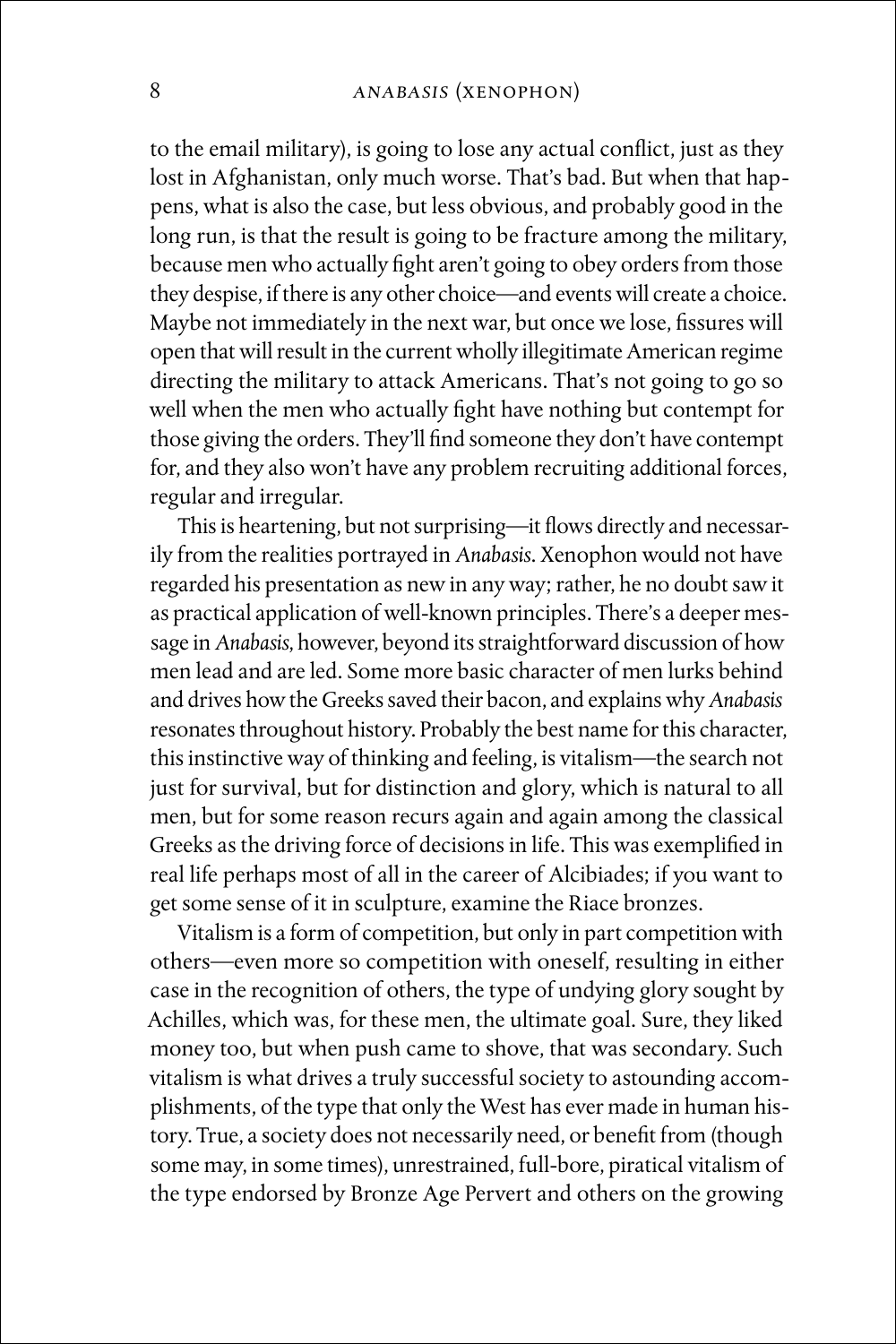to the email military), is going to lose any actual conflict, just as they lost in Afghanistan, only much worse. That's bad. But when that happens, what is also the case, but less obvious, and probably good in the long run, is that the result is going to be fracture among the military, because men who actually fight aren't going to obey orders from those they despise, if there is any other choice—and events will create a choice. Maybe not immediately in the next war, but once we lose, fissures will open that will result in the current wholly illegitimate American regime directing the military to attack Americans. That's not going to go so well when the men who actually fight have nothing but contempt for those giving the orders. They'll find someone they don't have contempt for, and they also won't have any problem recruiting additional forces, regular and irregular.

This is heartening, but not surprising—it flows directly and necessarily from the realities portrayed in *Anabasis*. Xenophon would not have regarded his presentation as new in any way; rather, he no doubt saw it as practical application of well-known principles. There's a deeper message in *Anabasis*, however, beyond its straightforward discussion of how men lead and are led. Some more basic character of men lurks behind and drives how the Greeks saved their bacon, and explains why *Anabasis* resonates throughout history. Probably the best name for this character, this instinctive way of thinking and feeling, is vitalism—the search not just for survival, but for distinction and glory, which is natural to all men, but for some reason recurs again and again among the classical Greeks as the driving force of decisions in life. This was exemplified in real life perhaps most of all in the career of Alcibiades; if you want to get some sense of it in sculpture, examine the Riace bronzes.

Vitalism is a form of competition, but only in part competition with others—even more so competition with oneself, resulting in either case in the recognition of others, the type of undying glory sought by Achilles, which was, for these men, the ultimate goal. Sure, they liked money too, but when push came to shove, that was secondary. Such vitalism is what drives a truly successful society to astounding accomplishments, of the type that only the West has ever made in human history. True, a society does not necessarily need, or benefit from (though some may, in some times), unrestrained, full-bore, piratical vitalism of the type endorsed by Bronze Age Pervert and others on the growing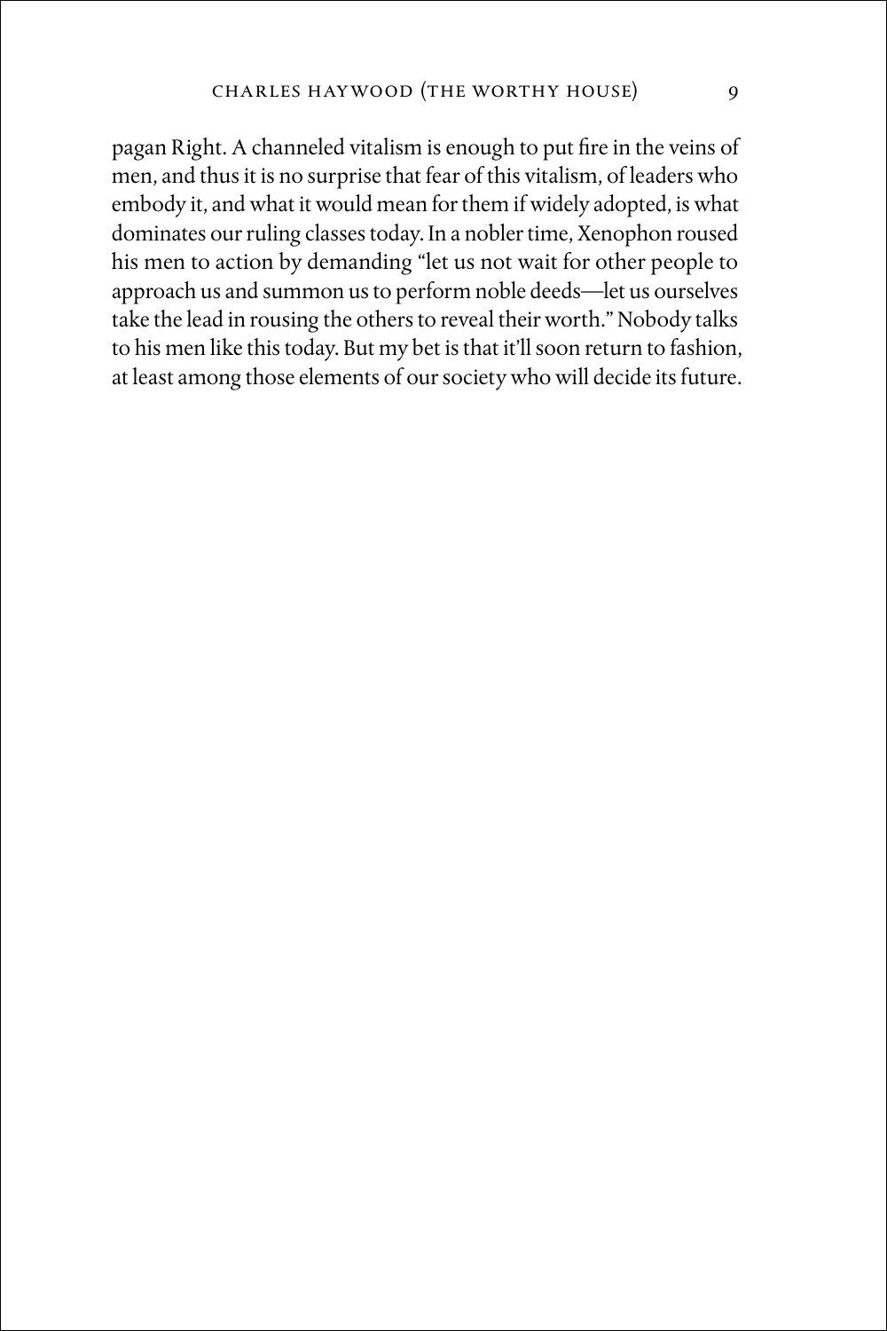pagan Right. A channeled vitalism is enough to put fire in the veins of men, and thus it is no surprise that fear of this vitalism, of leaders who embody it, and what it would mean for them if widely adopted, is what dominates our ruling classes today. In a nobler time, Xenophon roused his men to action by demanding "let us not wait for other people to approach us and summon us to perform noble deeds—let us ourselves take the lead in rousing the others to reveal their worth." Nobody talks to his men like this today. But my bet is that it'll soon return to fashion, at least among those elements of our society who will decide its future.